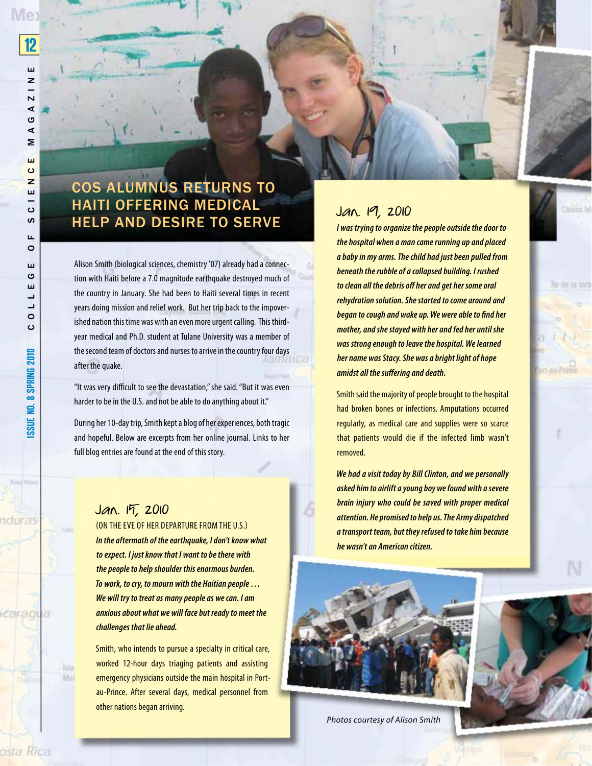# COS ALUMNUS RETURNS TO HAITI OFFERING MEDICAL HELP AND DESIRE TO SERVE

Alison Smith (biological sciences, chemistry '07) already had a connection with Haiti before a 7.0 magnitude earthquake destroyed much of the country in January. She had been to Haiti several times in recent years doing mission and relief work. But her trip back to the impoverished nation this time was with an even more urgent calling. This third-year medical and Ph.D. student at Tulane University was a member of the second team of doctors and nurses to arrive in the country four days after the quake.

"It was very difficult to see the devastation," she said. "But it was even harder to be in the U.S. and not be able to do anything about it."

During her 10-day trip, Smith kept a blog of her experiences, both tragic and hopeful. Below are excerpts from her online journal. Links to her full blog entries are found at the end of this story.

## Jan. 15, 2010

(ON THE EVE OF HER DEPARTURE FROM THE U.S.)

***In the aftermath of the earthquake, I don't know what to expect. I just know that I want to be there with the people to help shoulder this enormous burden. To work, to cry, to mourn with the Haitian people … We will try to treat as many people as we can. I am anxious about what we will face but ready to meet the challenges that lie ahead.***

Smith, who intends to pursue a specialty in critical care, worked 12-hour days triaging patients and assisting emergency physicians outside the main hospital in Port-au-Prince. After several days, medical personnel from other nations began arriving.

## Jan. 19, 2010

***I was trying to organize the people outside the door to the hospital when a man came running up and placed a baby in my arms. The child had just been pulled from beneath the rubble of a collapsed building. I rushed to clean all the debris off her and get her some oral rehydration solution. She started to come around and began to cough and wake up. We were able to find her mother, and she stayed with her and fed her until she was strong enough to leave the hospital. We learned her name was Stacy. She was a bright light of hope amidst all the suffering and death.***

Smith said the majority of people brought to the hospital had broken bones or infections. Amputations occurred regularly, as medical care and supplies were so scarce that patients would die if the infected limb wasn't removed.

***We had a visit today by Bill Clinton, and we personally asked him to airlift a young boy we found with a severe brain injury who could be saved with proper medical attention. He promised to help us. The Army dispatched a transport team, but they refused to take him because he wasn't an American citizen.***

*Photos courtesy of Alison Smith*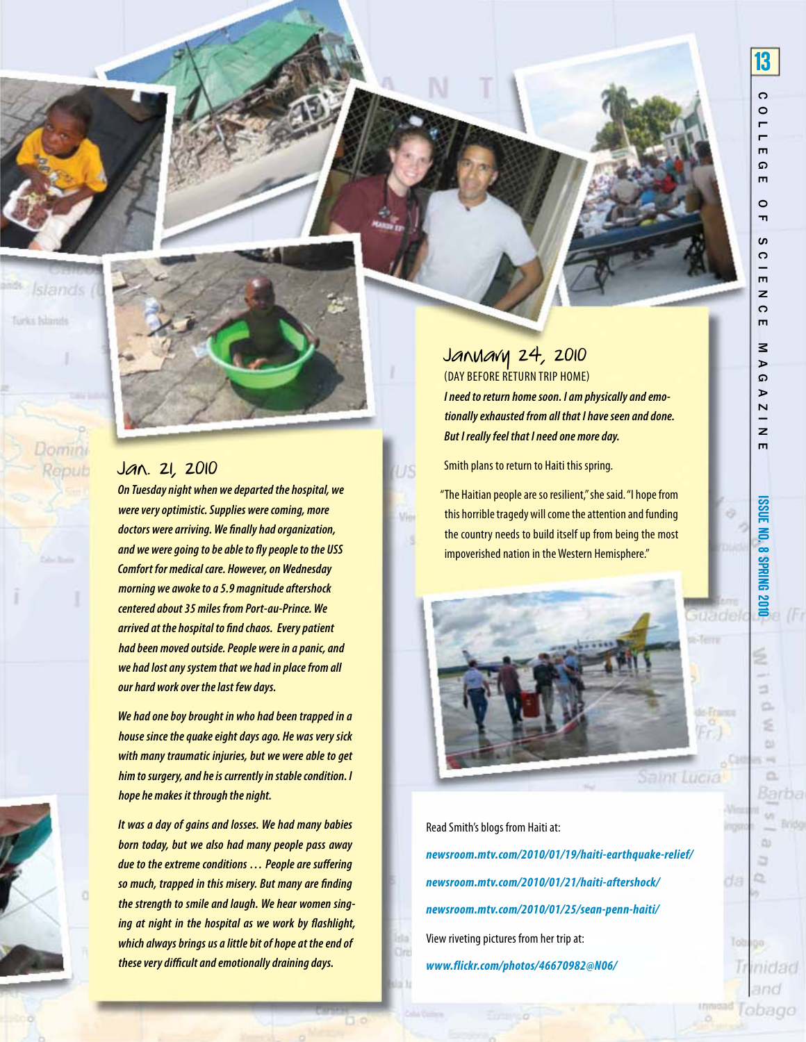## Jan. 21, 2010

*On Tuesday night when we departed the hospital, we were very optimistic. Supplies were coming, more doctors were arriving. We finally had organization, and we were going to be able to fly people to the USS Comfort for medical care. However, on Wednesday morning we awoke to a 5.9 magnitude aftershock centered about 35 miles from Port-au-Prince. We arrived at the hospital to find chaos. Every patient had been moved outside. People were in a panic, and we had lost any system that we had in place from all our hard work over the last few days.*

*We had one boy brought in who had been trapped in a house since the quake eight days ago. He was very sick with many traumatic injuries, but we were able to get him to surgery, and he is currently in stable condition. I hope he makes it through the night.*

*It was a day of gains and losses. We had many babies born today, but we also had many people pass away due to the extreme conditions … People are suffering so much, trapped in this misery. But many are finding the strength to smile and laugh. We hear women singing at night in the hospital as we work by flashlight, which always brings us a little bit of hope at the end of these very difficult and emotionally draining days.*

## January 24, 2010

(DAY BEFORE RETURN TRIP HOME)

***I need to return home soon. I am physically and emotionally exhausted from all that I have seen and done. But I really feel that I need one more day.***

Smith plans to return to Haiti this spring.

"The Haitian people are so resilient," she said. "I hope from this horrible tragedy will come the attention and funding the country needs to build itself up from being the most impoverished nation in the Western Hemisphere."

Read Smith's blogs from Haiti at:

***newsroom.mtv.com/2010/01/19/haiti-earthquake-relief/***

***newsroom.mtv.com/2010/01/21/haiti-aftershock/***

***newsroom.mtv.com/2010/01/25/sean-penn-haiti/***

View riveting pictures from her trip at:

***www.flickr.com/photos/46670982@N06/***